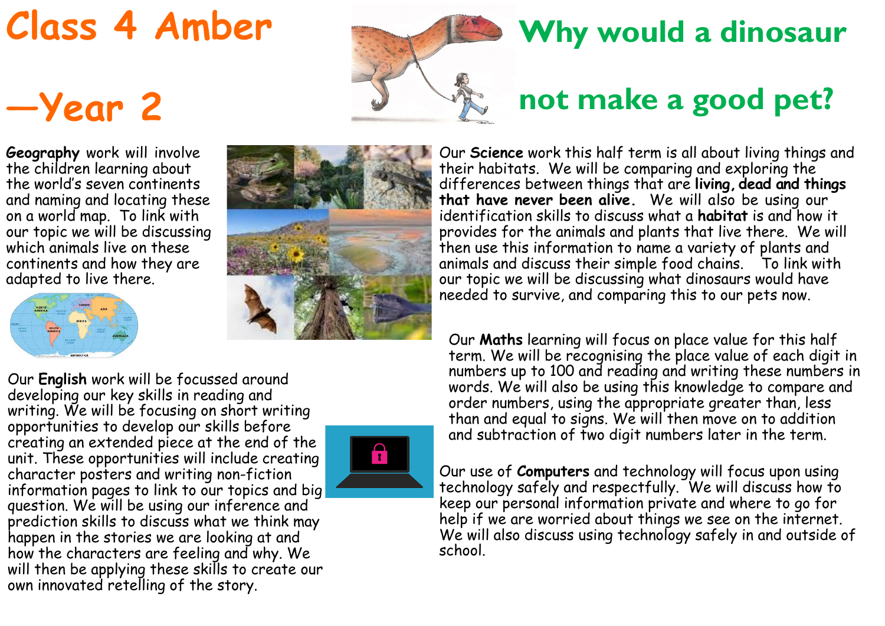# Class 4 Amber —Year 2

# Why would a dinosaur not make a good pet?

**Geography** work will involve the children learning about the world's seven continents and naming and locating these on a world map. To link with our topic we will be discussing which animals live on these continents and how they are adapted to live there.

Our **Science** work this half term is all about living things and their habitats. We will be comparing and exploring the differences between things that are **living, dead and things that have never been alive.** We will also be using our identification skills to discuss what a **habitat** is and how it provides for the animals and plants that live there. We will then use this information to name a variety of plants and animals and discuss their simple food chains. To link with our topic we will be discussing what dinosaurs would have needed to survive, and comparing this to our pets now.

Our **English** work will be focussed around developing our key skills in reading and writing. We will be focusing on short writing opportunities to develop our skills before creating an extended piece at the end of the unit. These opportunities will include creating character posters and writing non-fiction information pages to link to our topics and big question. We will be using our inference and prediction skills to discuss what we think may happen in the stories we are looking at and how the characters are feeling and why. We will then be applying these skills to create our own innovated retelling of the story.

Our **Maths** learning will focus on place value for this half term. We will be recognising the place value of each digit in numbers up to 100 and reading and writing these numbers in words. We will also be using this knowledge to compare and order numbers, using the appropriate greater than, less than and equal to signs. We will then move on to addition and subtraction of two digit numbers later in the term.

Our use of **Computers** and technology will focus upon using technology safely and respectfully. We will discuss how to keep our personal information private and where to go for help if we are worried about things we see on the internet. We will also discuss using technology safely in and outside of school.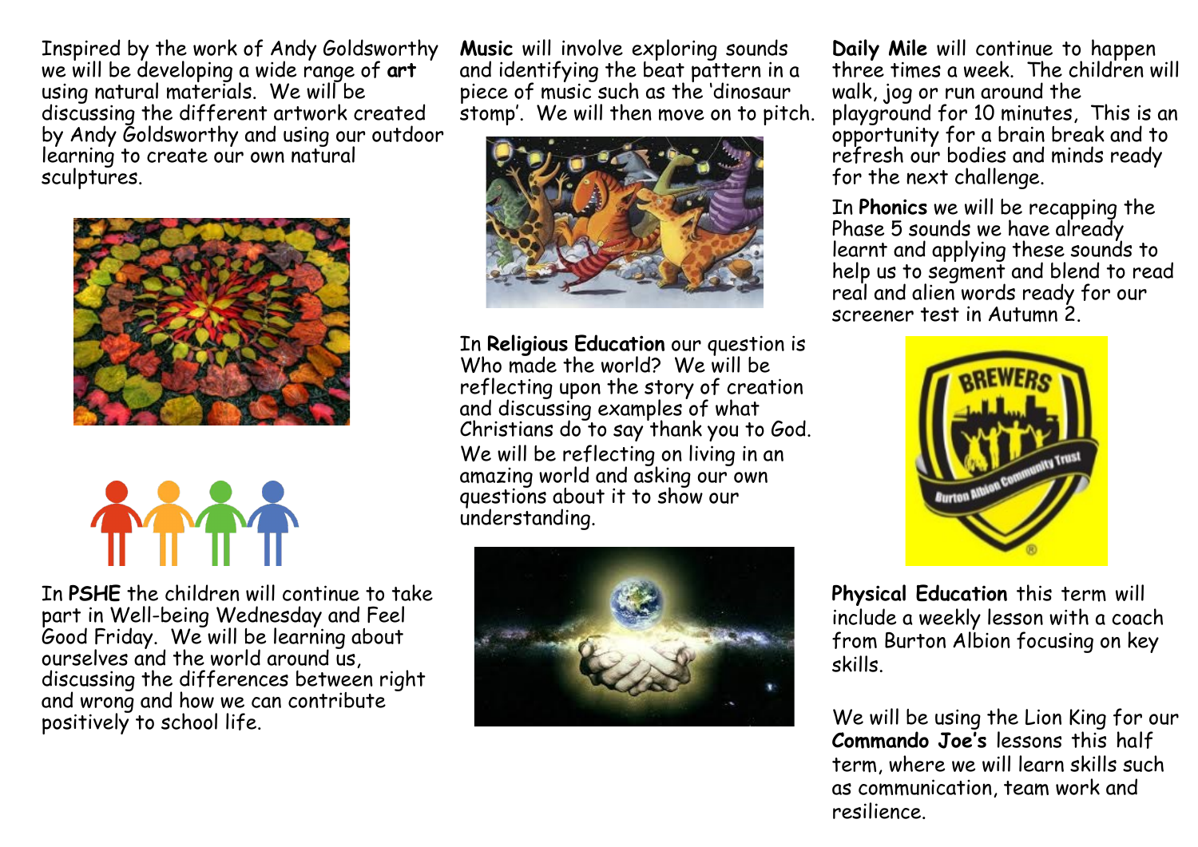Inspired by the work of Andy Goldsworthy we will be developing a wide range of **art** using natural materials. We will be discussing the different artwork created by Andy Goldsworthy and using our outdoor learning to create our own natural sculptures.

In **PSHE** the children will continue to take part in Well-being Wednesday and Feel Good Friday. We will be learning about ourselves and the world around us, discussing the differences between right and wrong and how we can contribute positively to school life.

**Music** will involve exploring sounds and identifying the beat pattern in a piece of music such as the 'dinosaur stomp'. We will then move on to pitch.

In **Religious Education** our question is Who made the world? We will be reflecting upon the story of creation and discussing examples of what Christians do to say thank you to God. We will be reflecting on living in an amazing world and asking our own questions about it to show our understanding.

**Daily Mile** will continue to happen three times a week. The children will walk, jog or run around the playground for 10 minutes, This is an opportunity for a brain break and to refresh our bodies and minds ready for the next challenge.

In **Phonics** we will be recapping the Phase 5 sounds we have already learnt and applying these sounds to help us to segment and blend to read real and alien words ready for our screener test in Autumn 2.

**Physical Education** this term will include a weekly lesson with a coach from Burton Albion focusing on key skills.

We will be using the Lion King for our **Commando Joe's** lessons this half term, where we will learn skills such as communication, team work and resilience.